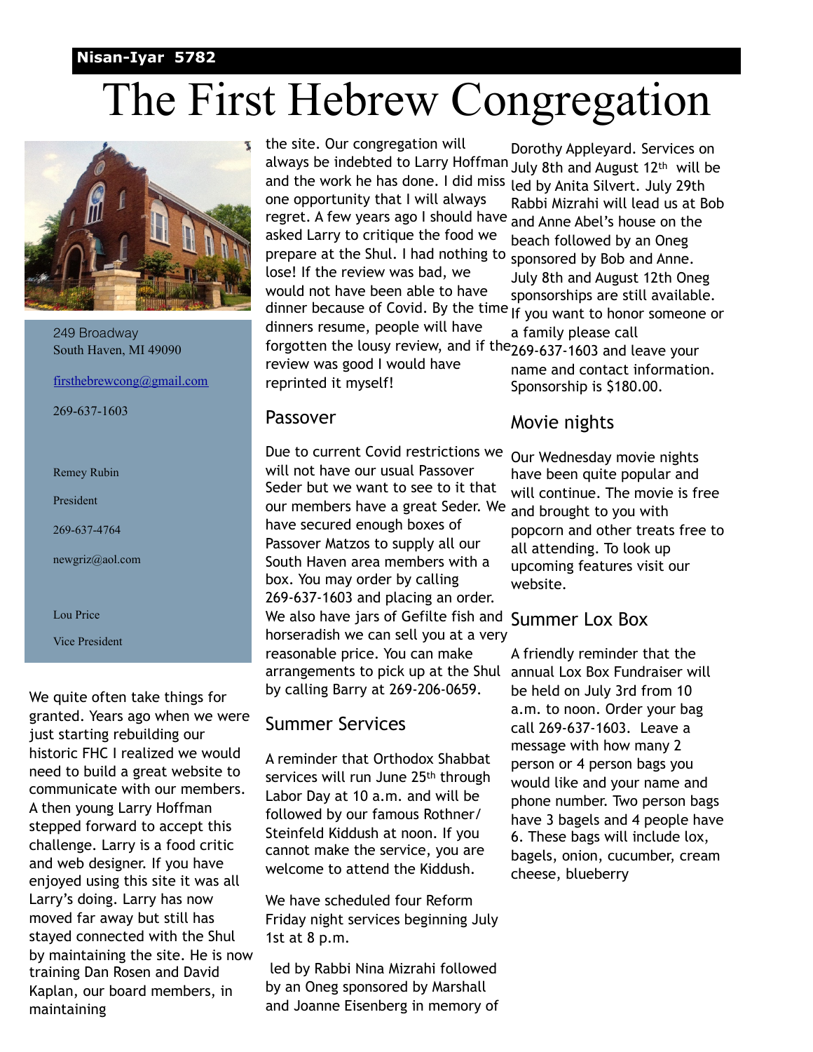**Nisan-Iyar 5782**

# The First Hebrew Congregation

249 Broadway
South Haven, MI 49090

firsthebrewcong@gmail.com

269-637-1603

Remey Rubin

President

269-637-4764

newgriz@aol.com

Lou Price

Vice President

We quite often take things for granted. Years ago when we were just starting rebuilding our historic FHC I realized we would need to build a great website to communicate with our members. A then young Larry Hoffman stepped forward to accept this challenge. Larry is a food critic and web designer. If you have enjoyed using this site it was all Larry's doing. Larry has now moved far away but still has stayed connected with the Shul by maintaining the site. He is now training Dan Rosen and David Kaplan, our board members, in maintaining the site. Our congregation will always be indebted to Larry Hoffman and the work he has done. I did miss one opportunity that I will always regret. A few years ago I should have asked Larry to critique the food we prepare at the Shul. I had nothing to lose! If the review was bad, we would not have been able to have dinner because of Covid. By the time dinners resume, people will have forgotten the lousy review, and if the review was good I would have reprinted it myself!

## Passover

Due to current Covid restrictions we will not have our usual Passover Seder but we want to see to it that our members have a great Seder. We have secured enough boxes of Passover Matzos to supply all our South Haven area members with a box. You may order by calling 269-637-1603 and placing an order. We also have jars of Gefilte fish and horseradish we can sell you at a very reasonable price. You can make arrangements to pick up at the Shul by calling Barry at 269-206-0659.

## Summer Services

A reminder that Orthodox Shabbat services will run June 25th through Labor Day at 10 a.m. and will be followed by our famous Rothner/ Steinfeld Kiddush at noon. If you cannot make the service, you are welcome to attend the Kiddush.

We have scheduled four Reform Friday night services beginning July 1st at 8 p.m.

led by Rabbi Nina Mizrahi followed by an Oneg sponsored by Marshall and Joanne Eisenberg in memory of Dorothy Appleyard. Services on July 8th and August 12th will be led by Anita Silvert. July 29th Rabbi Mizrahi will lead us at Bob and Anne Abel's house on the beach followed by an Oneg sponsored by Bob and Anne. July 8th and August 12th Oneg sponsorships are still available. If you want to honor someone or a family please call 269-637-1603 and leave your name and contact information. Sponsorship is $180.00.

## Movie nights

Our Wednesday movie nights have been quite popular and will continue. The movie is free and brought to you with popcorn and other treats free to all attending. To look up upcoming features visit our website.

## Summer Lox Box

A friendly reminder that the annual Lox Box Fundraiser will be held on July 3rd from 10 a.m. to noon. Order your bag call 269-637-1603. Leave a message with how many 2 person or 4 person bags you would like and your name and phone number. Two person bags have 3 bagels and 4 people have 6. These bags will include lox, bagels, onion, cucumber, cream cheese, blueberry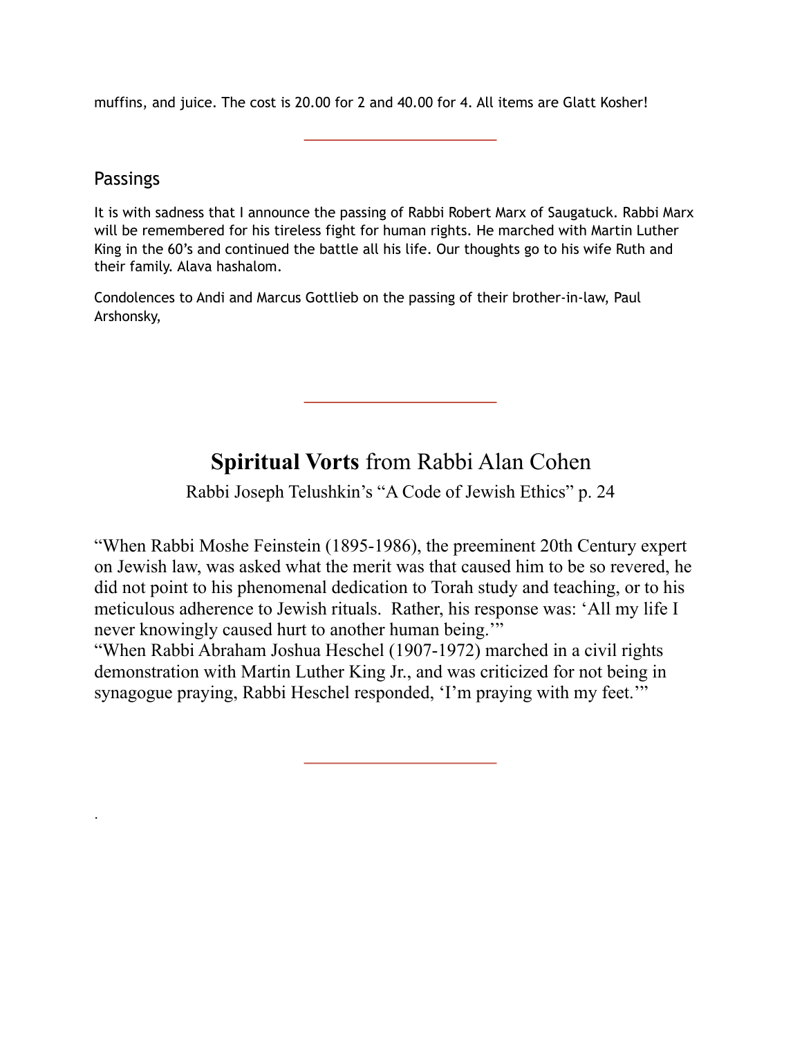muffins, and juice. The cost is 20.00 for 2 and 40.00 for 4. All items are Glatt Kosher!

---

## Passings

It is with sadness that I announce the passing of Rabbi Robert Marx of Saugatuck. Rabbi Marx will be remembered for his tireless fight for human rights. He marched with Martin Luther King in the 60's and continued the battle all his life. Our thoughts go to his wife Ruth and their family. Alava hashalom.

Condolences to Andi and Marcus Gottlieb on the passing of their brother-in-law, Paul Arshonsky,

---

# **Spiritual Vorts** from Rabbi Alan Cohen

Rabbi Joseph Telushkin's "A Code of Jewish Ethics" p. 24

"When Rabbi Moshe Feinstein (1895-1986), the preeminent 20th Century expert on Jewish law, was asked what the merit was that caused him to be so revered, he did not point to his phenomenal dedication to Torah study and teaching, or to his meticulous adherence to Jewish rituals. Rather, his response was: 'All my life I never knowingly caused hurt to another human being.'"

"When Rabbi Abraham Joshua Heschel (1907-1972) marched in a civil rights demonstration with Martin Luther King Jr., and was criticized for not being in synagogue praying, Rabbi Heschel responded, 'I'm praying with my feet.'"

---

.